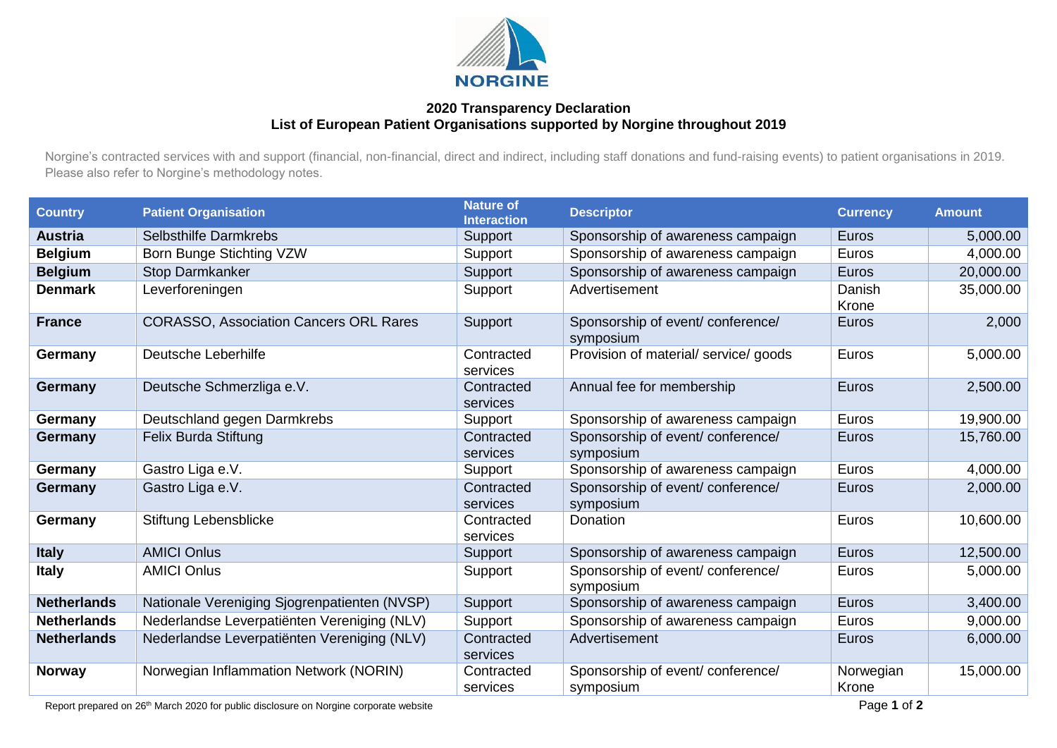NORGINE

## 2020 Transparency Declaration
## List of European Patient Organisations supported by Norgine throughout 2019

Norgine's contracted services with and support (financial, non-financial, direct and indirect, including staff donations and fund-raising events) to patient organisations in 2019. Please also refer to Norgine's methodology notes.

| Country | Patient Organisation | Nature of Interaction | Descriptor | Currency | Amount |
|---|---|---|---|---|---|
| **Austria** | Selbsthilfe Darmkrebs | Support | Sponsorship of awareness campaign | Euros | 5,000.00 |
| **Belgium** | Born Bunge Stichting VZW | Support | Sponsorship of awareness campaign | Euros | 4,000.00 |
| **Belgium** | Stop Darmkanker | Support | Sponsorship of awareness campaign | Euros | 20,000.00 |
| **Denmark** | Leverforeningen | Support | Advertisement | Danish Krone | 35,000.00 |
| **France** | CORASSO, Association Cancers ORL Rares | Support | Sponsorship of event/ conference/ symposium | Euros | 2,000 |
| **Germany** | Deutsche Leberhilfe | Contracted services | Provision of material/ service/ goods | Euros | 5,000.00 |
| **Germany** | Deutsche Schmerzliga e.V. | Contracted services | Annual fee for membership | Euros | 2,500.00 |
| **Germany** | Deutschland gegen Darmkrebs | Support | Sponsorship of awareness campaign | Euros | 19,900.00 |
| **Germany** | Felix Burda Stiftung | Contracted services | Sponsorship of event/ conference/ symposium | Euros | 15,760.00 |
| **Germany** | Gastro Liga e.V. | Support | Sponsorship of awareness campaign | Euros | 4,000.00 |
| **Germany** | Gastro Liga e.V. | Contracted services | Sponsorship of event/ conference/ symposium | Euros | 2,000.00 |
| **Germany** | Stiftung Lebensblicke | Contracted services | Donation | Euros | 10,600.00 |
| **Italy** | AMICI Onlus | Support | Sponsorship of awareness campaign | Euros | 12,500.00 |
| **Italy** | AMICI Onlus | Support | Sponsorship of event/ conference/ symposium | Euros | 5,000.00 |
| **Netherlands** | Nationale Vereniging Sjogrenpatienten (NVSP) | Support | Sponsorship of awareness campaign | Euros | 3,400.00 |
| **Netherlands** | Nederlandse Leverpatiënten Vereniging (NLV) | Support | Sponsorship of awareness campaign | Euros | 9,000.00 |
| **Netherlands** | Nederlandse Leverpatiënten Vereniging (NLV) | Contracted services | Advertisement | Euros | 6,000.00 |
| **Norway** | Norwegian Inflammation Network (NORIN) | Contracted services | Sponsorship of event/ conference/ symposium | Norwegian Krone | 15,000.00 |

Report prepared on 26th March 2020 for public disclosure on Norgine corporate website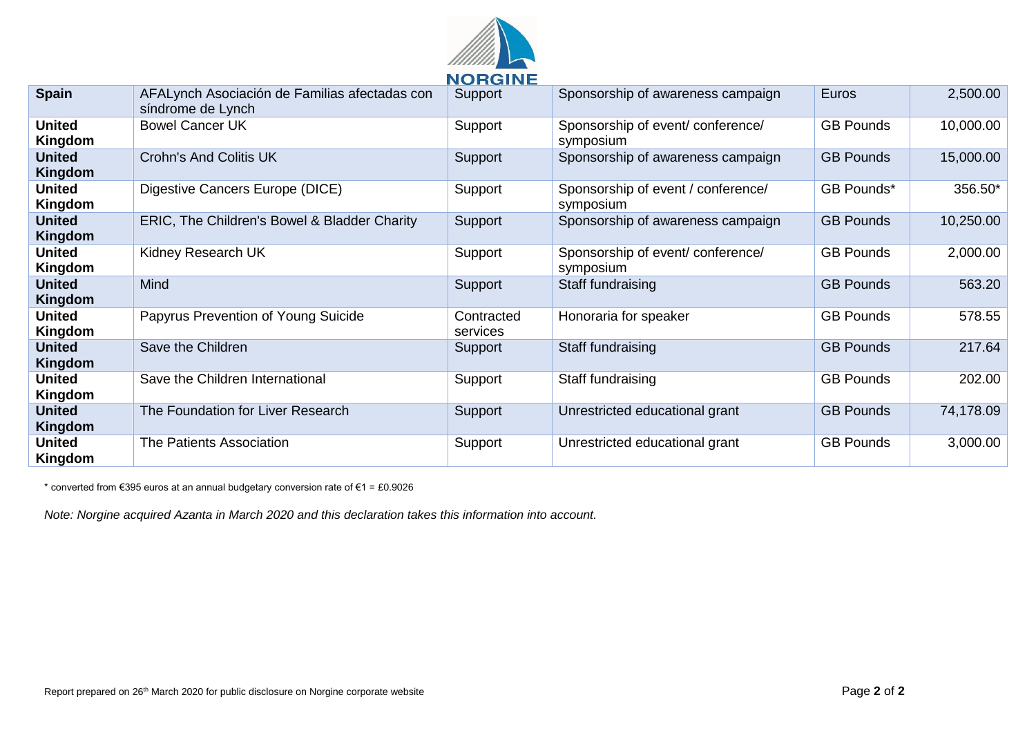| | | | | | |
|---|---|---|---|---|---|
| **Spain** | AFALynch Asociación de Familias afectadas con síndrome de Lynch | Support | Sponsorship of awareness campaign | Euros | 2,500.00 |
| **United Kingdom** | Bowel Cancer UK | Support | Sponsorship of event/ conference/ symposium | GB Pounds | 10,000.00 |
| **United Kingdom** | Crohn's And Colitis UK | Support | Sponsorship of awareness campaign | GB Pounds | 15,000.00 |
| **United Kingdom** | Digestive Cancers Europe (DICE) | Support | Sponsorship of event / conference/ symposium | GB Pounds* | 356.50* |
| **United Kingdom** | ERIC, The Children's Bowel & Bladder Charity | Support | Sponsorship of awareness campaign | GB Pounds | 10,250.00 |
| **United Kingdom** | Kidney Research UK | Support | Sponsorship of event/ conference/ symposium | GB Pounds | 2,000.00 |
| **United Kingdom** | Mind | Support | Staff fundraising | GB Pounds | 563.20 |
| **United Kingdom** | Papyrus Prevention of Young Suicide | Contracted services | Honoraria for speaker | GB Pounds | 578.55 |
| **United Kingdom** | Save the Children | Support | Staff fundraising | GB Pounds | 217.64 |
| **United Kingdom** | Save the Children International | Support | Staff fundraising | GB Pounds | 202.00 |
| **United Kingdom** | The Foundation for Liver Research | Support | Unrestricted educational grant | GB Pounds | 74,178.09 |
| **United Kingdom** | The Patients Association | Support | Unrestricted educational grant | GB Pounds | 3,000.00 |

\* converted from €395 euros at an annual budgetary conversion rate of €1 = £0.9026

*Note: Norgine acquired Azanta in March 2020 and this declaration takes this information into account.*

Report prepared on 26th March 2020 for public disclosure on Norgine corporate website